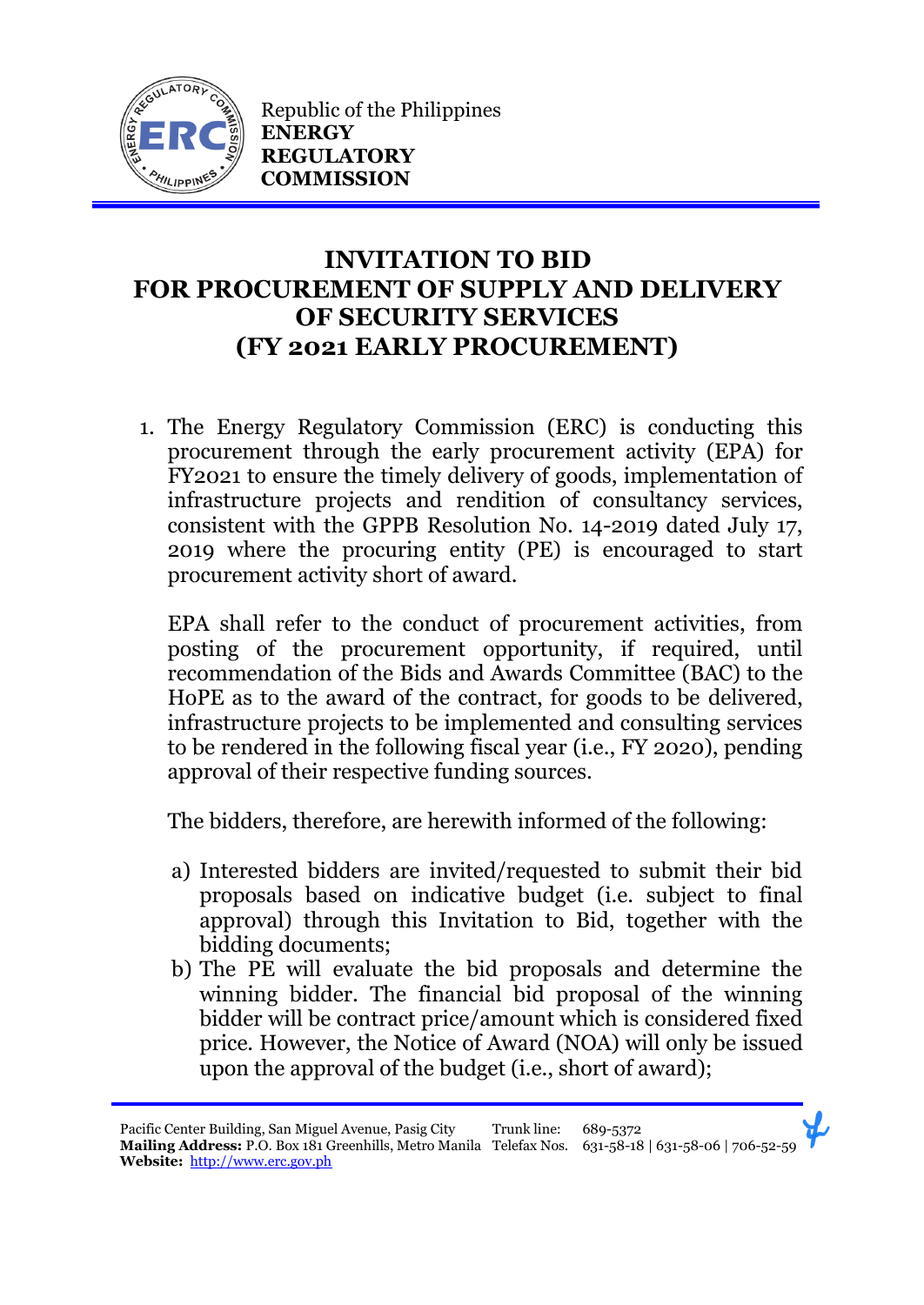Republic of the Philippines
**ENERGY REGULATORY COMMISSION**

# INVITATION TO BID FOR PROCUREMENT OF SUPPLY AND DELIVERY OF SECURITY SERVICES (FY 2021 EARLY PROCUREMENT)

1. The Energy Regulatory Commission (ERC) is conducting this procurement through the early procurement activity (EPA) for FY2021 to ensure the timely delivery of goods, implementation of infrastructure projects and rendition of consultancy services, consistent with the GPPB Resolution No. 14-2019 dated July 17, 2019 where the procuring entity (PE) is encouraged to start procurement activity short of award.

   EPA shall refer to the conduct of procurement activities, from posting of the procurement opportunity, if required, until recommendation of the Bids and Awards Committee (BAC) to the HoPE as to the award of the contract, for goods to be delivered, infrastructure projects to be implemented and consulting services to be rendered in the following fiscal year (i.e., FY 2020), pending approval of their respective funding sources.

   The bidders, therefore, are herewith informed of the following:

   a) Interested bidders are invited/requested to submit their bid proposals based on indicative budget (i.e. subject to final approval) through this Invitation to Bid, together with the bidding documents;
   b) The PE will evaluate the bid proposals and determine the winning bidder. The financial bid proposal of the winning bidder will be contract price/amount which is considered fixed price. However, the Notice of Award (NOA) will only be issued upon the approval of the budget (i.e., short of award);

Pacific Center Building, San Miguel Avenue, Pasig City
**Mailing Address:** P.O. Box 181 Greenhills, Metro Manila
**Website:** http://www.erc.gov.ph
Trunk line: 689-5372
Telefax Nos. 631-58-18 | 631-58-06 | 706-52-59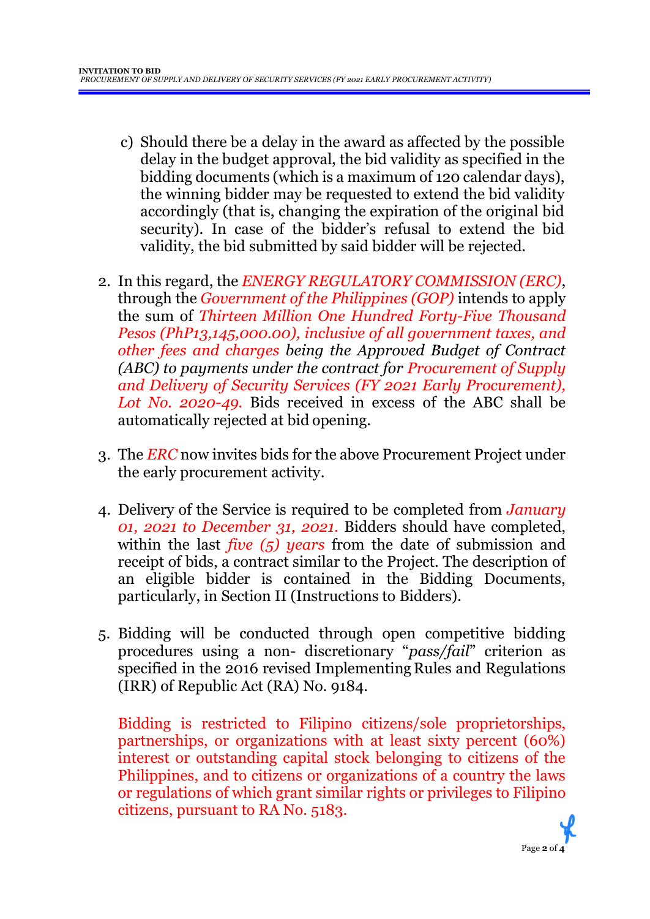c) Should there be a delay in the award as affected by the possible delay in the budget approval, the bid validity as specified in the bidding documents (which is a maximum of 120 calendar days), the winning bidder may be requested to extend the bid validity accordingly (that is, changing the expiration of the original bid security). In case of the bidder's refusal to extend the bid validity, the bid submitted by said bidder will be rejected.

2. In this regard, the *ENERGY REGULATORY COMMISSION (ERC)*, through the *Government of the Philippines (GOP)* intends to apply the sum of *Thirteen Million One Hundred Forty-Five Thousand Pesos (PhP13,145,000.00), inclusive of all government taxes, and other fees and charges being the Approved Budget of Contract (ABC) to payments under the contract for Procurement of Supply and Delivery of Security Services (FY 2021 Early Procurement), Lot No. 2020-49.* Bids received in excess of the ABC shall be automatically rejected at bid opening.

3. The *ERC* now invites bids for the above Procurement Project under the early procurement activity.

4. Delivery of the Service is required to be completed from *January 01, 2021 to December 31, 2021.* Bidders should have completed, within the last *five (5) years* from the date of submission and receipt of bids, a contract similar to the Project. The description of an eligible bidder is contained in the Bidding Documents, particularly, in Section II (Instructions to Bidders).

5. Bidding will be conducted through open competitive bidding procedures using a non- discretionary "*pass/fail*" criterion as specified in the 2016 revised Implementing Rules and Regulations (IRR) of Republic Act (RA) No. 9184.

   Bidding is restricted to Filipino citizens/sole proprietorships, partnerships, or organizations with at least sixty percent (60%) interest or outstanding capital stock belonging to citizens of the Philippines, and to citizens or organizations of a country the laws or regulations of which grant similar rights or privileges to Filipino citizens, pursuant to RA No. 5183.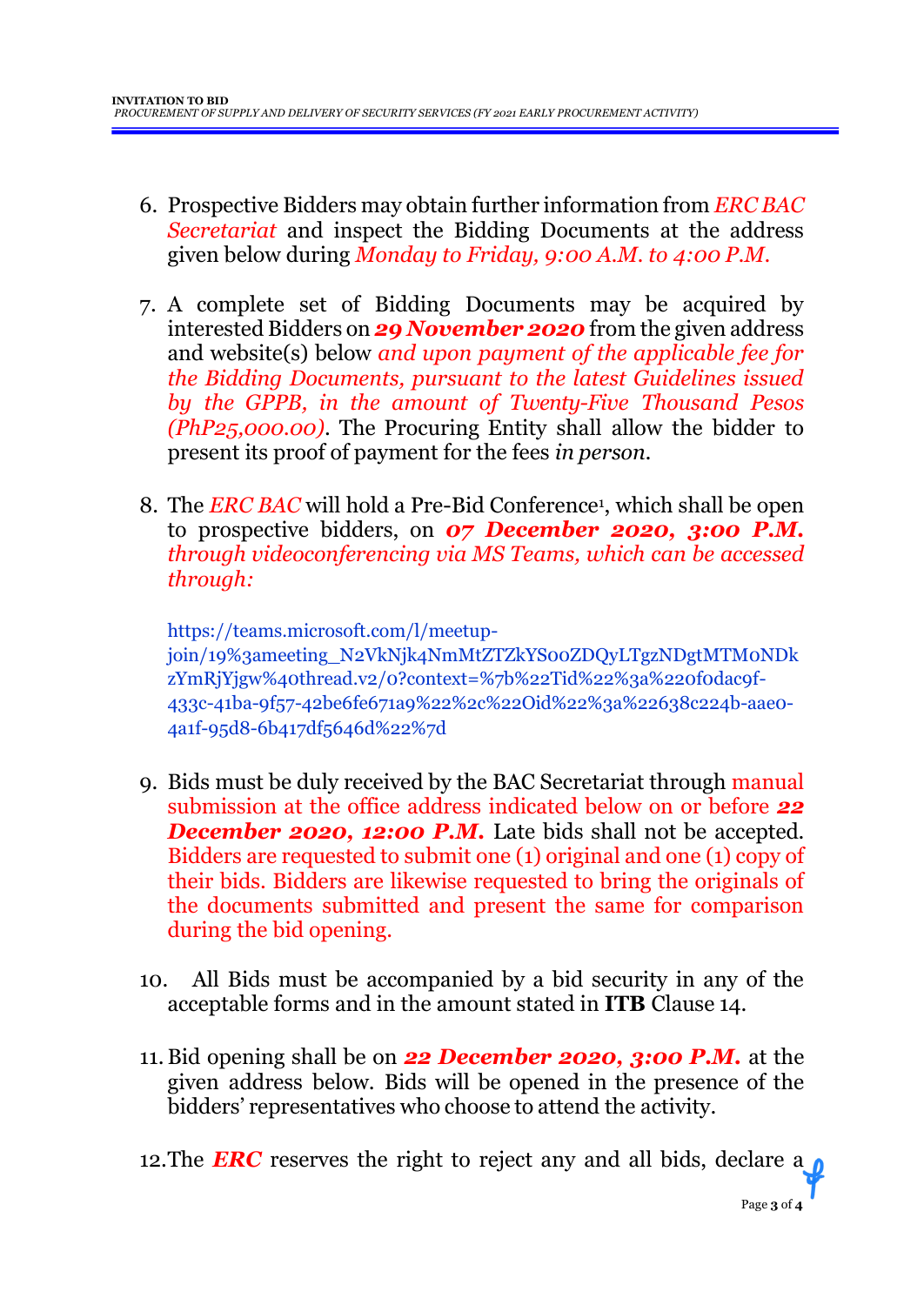6. Prospective Bidders may obtain further information from *ERC BAC Secretariat* and inspect the Bidding Documents at the address given below during *Monday to Friday, 9:00 A.M. to 4:00 P.M.*

7. A complete set of Bidding Documents may be acquired by interested Bidders on ***29 November 2020*** from the given address and website(s) below *and upon payment of the applicable fee for the Bidding Documents, pursuant to the latest Guidelines issued by the GPPB, in the amount of Twenty-Five Thousand Pesos (PhP25,000.00)*. The Procuring Entity shall allow the bidder to present its proof of payment for the fees *in person*.

8. The *ERC BAC* will hold a Pre-Bid Conference[1], which shall be open to prospective bidders, on ***07 December 2020, 3:00 P.M.*** *through videoconferencing via MS Teams, which can be accessed through:*

   https://teams.microsoft.com/l/meetup-join/19%3ameeting_N2VkNjk4NmMtZTZkYS00ZDQyLTgzNDgtMTM0NDkzYmRjYjgw%40thread.v2/0?context=%7b%22Tid%22%3a%220f0dac9f-433c-41ba-9f57-42be6fe671a9%22%2c%22Oid%22%3a%22638c224b-aae0-4a1f-95d8-6b417df5646d%22%7d

9. Bids must be duly received by the BAC Secretariat through manual submission at the office address indicated below on or before ***22 December 2020, 12:00 P.M.*** Late bids shall not be accepted. Bidders are requested to submit one (1) original and one (1) copy of their bids. Bidders are likewise requested to bring the originals of the documents submitted and present the same for comparison during the bid opening.

10. All Bids must be accompanied by a bid security in any of the acceptable forms and in the amount stated in **ITB** Clause 14.

11. Bid opening shall be on ***22 December 2020, 3:00 P.M.*** at the given address below. Bids will be opened in the presence of the bidders' representatives who choose to attend the activity.

12. The ***ERC*** reserves the right to reject any and all bids, declare a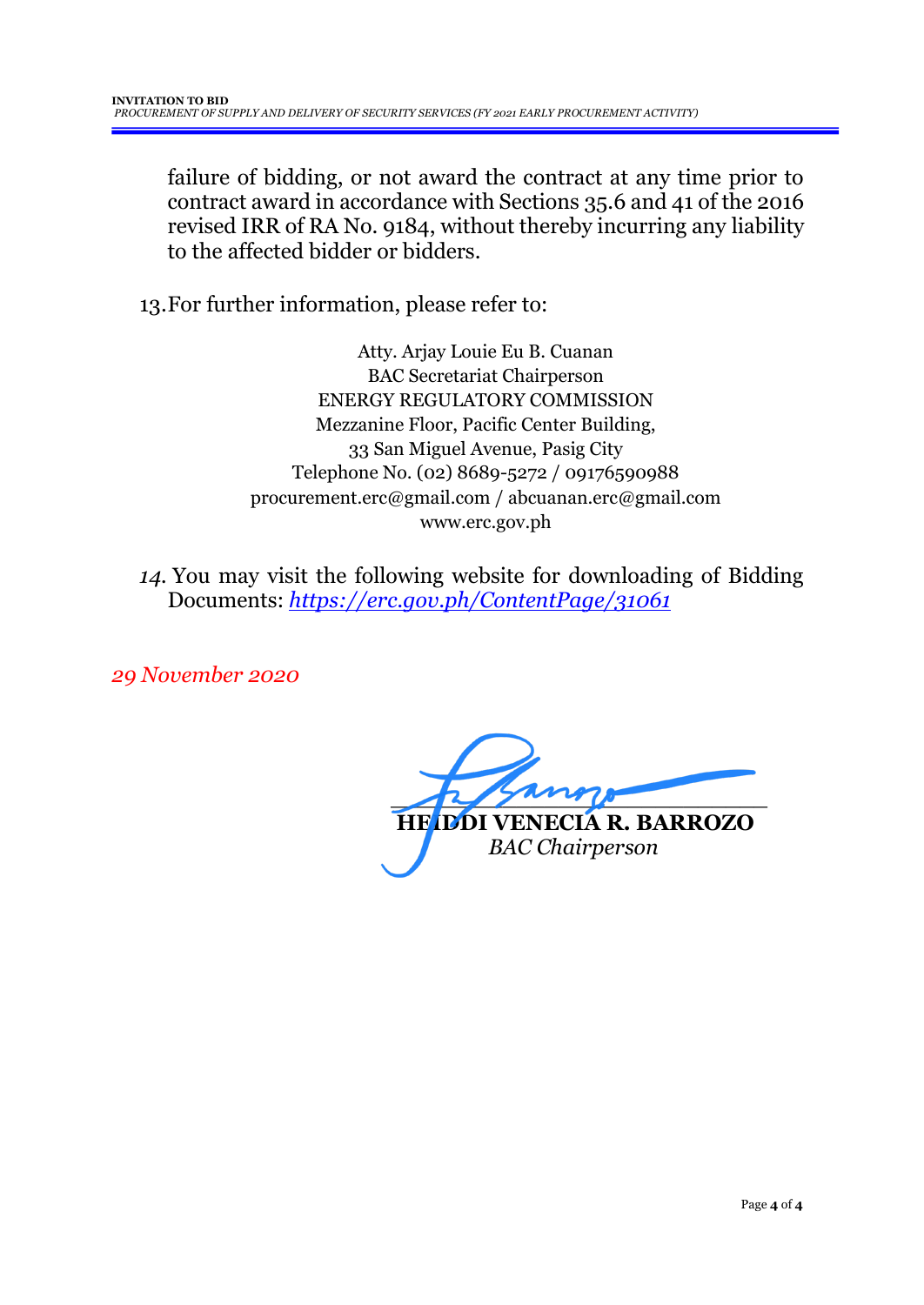failure of bidding, or not award the contract at any time prior to contract award in accordance with Sections 35.6 and 41 of the 2016 revised IRR of RA No. 9184, without thereby incurring any liability to the affected bidder or bidders.

13. For further information, please refer to:

Atty. Arjay Louie Eu B. Cuanan
BAC Secretariat Chairperson
ENERGY REGULATORY COMMISSION
Mezzanine Floor, Pacific Center Building,
33 San Miguel Avenue, Pasig City
Telephone No. (02) 8689-5272 / 09176590988
procurement.erc@gmail.com / abcuanan.erc@gmail.com
www.erc.gov.ph

*14.* You may visit the following website for downloading of Bidding Documents: *https://erc.gov.ph/ContentPage/31061*

*29 November 2020*

**HEIDDI VENECIA R. BARROZO**
*BAC Chairperson*